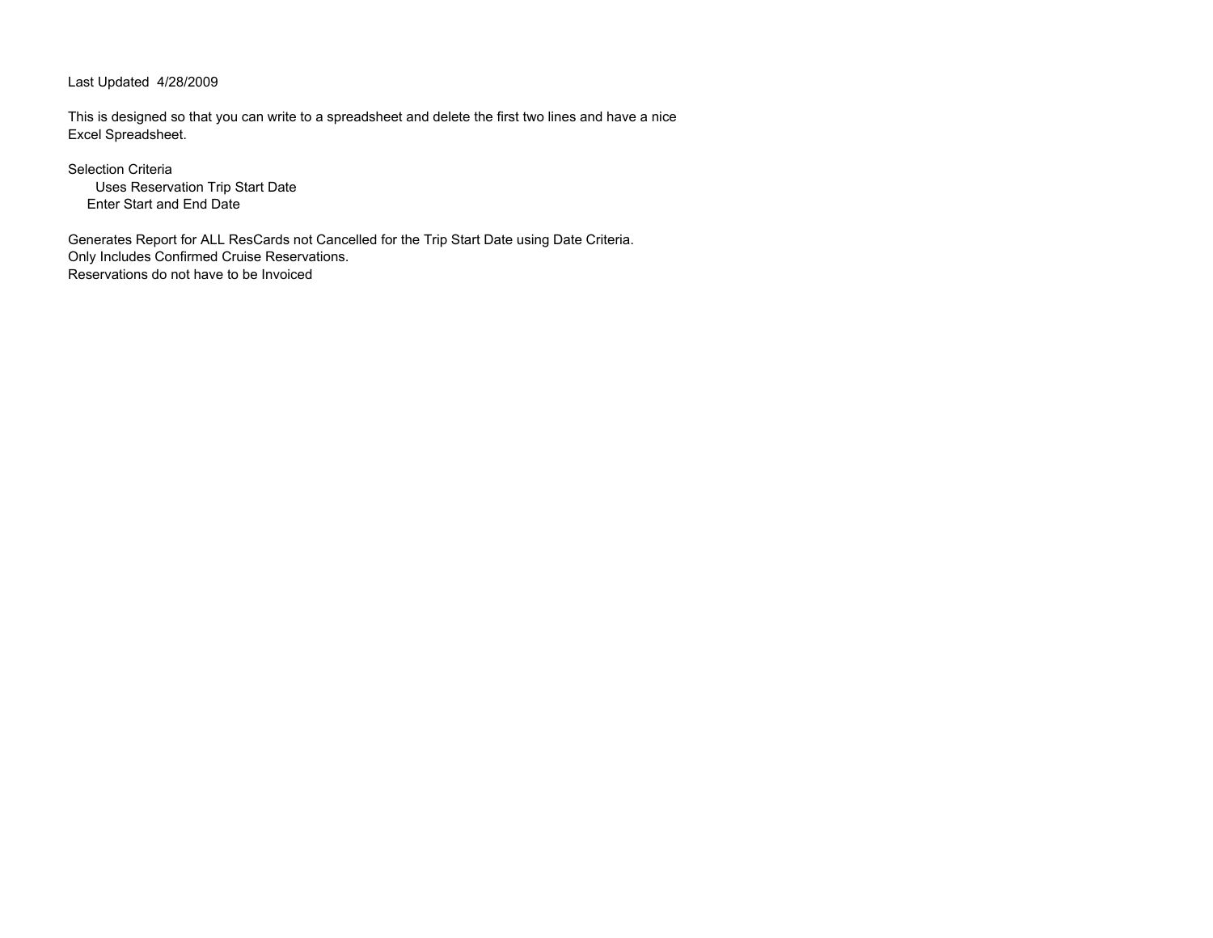Last Updated 4/28/2009

This is designed so that you can write to a spreadsheet and delete the first two lines and have a nice Excel Spreadsheet.

Selection Criteria

- Uses Reservation Trip Start Date
- Enter Start and End Date

Generates Report for ALL ResCards not Cancelled for the Trip Start Date using Date Criteria.
Only Includes Confirmed Cruise Reservations.
Reservations do not have to be Invoiced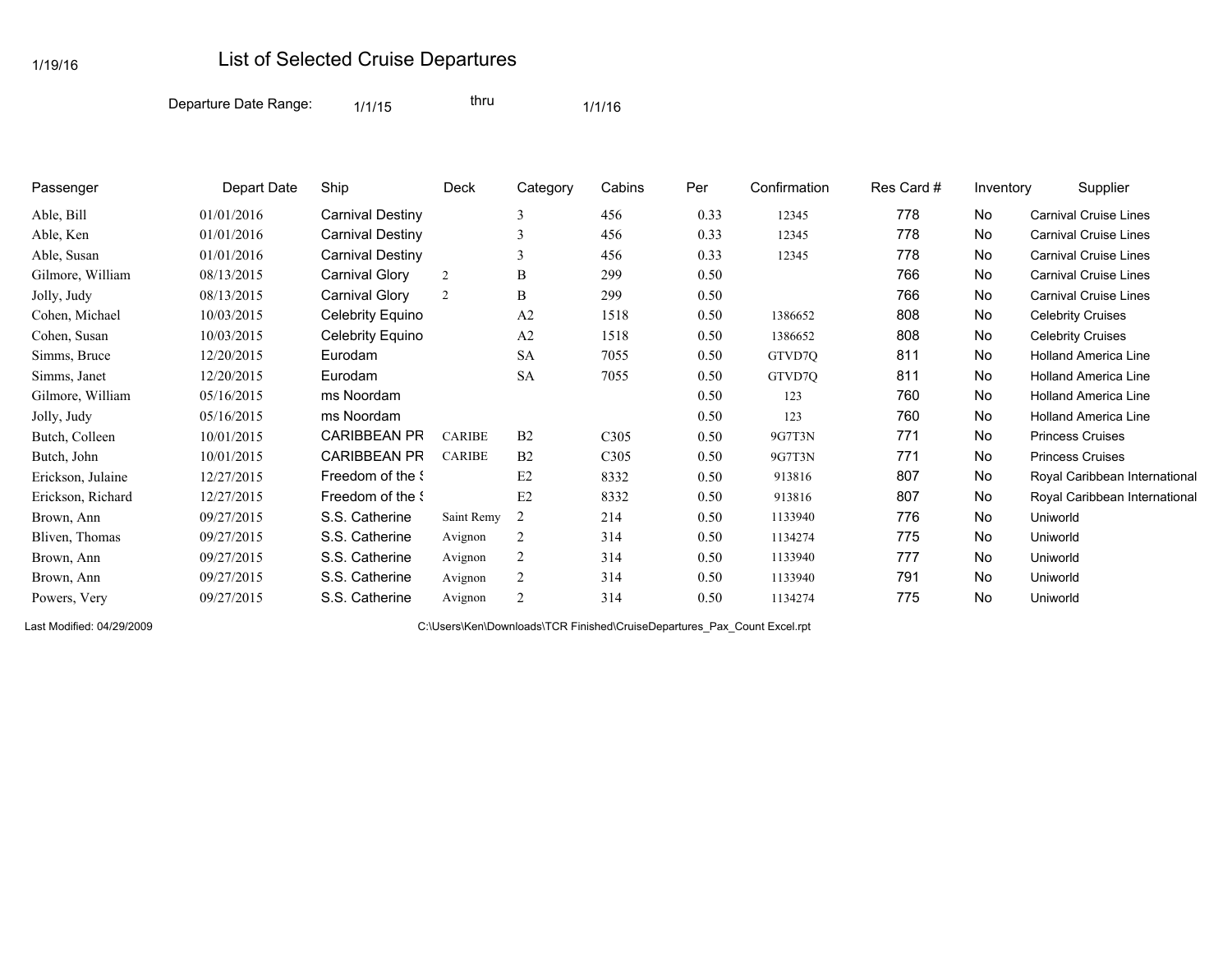1/19/16

# List of Selected Cruise Departures

Departure Date Range: 1/1/15 thru 1/1/16

| Passenger | Depart Date | Ship | Deck | Category | Cabins | Per | Confirmation | Res Card # | Inventory | Supplier |
|---|---|---|---|---|---|---|---|---|---|---|
| Able, Bill | 01/01/2016 | Carnival Destiny | | 3 | 456 | 0.33 | 12345 | 778 | No | Carnival Cruise Lines |
| Able, Ken | 01/01/2016 | Carnival Destiny | | 3 | 456 | 0.33 | 12345 | 778 | No | Carnival Cruise Lines |
| Able, Susan | 01/01/2016 | Carnival Destiny | | 3 | 456 | 0.33 | 12345 | 778 | No | Carnival Cruise Lines |
| Gilmore, William | 08/13/2015 | Carnival Glory | 2 | B | 299 | 0.50 | | 766 | No | Carnival Cruise Lines |
| Jolly, Judy | 08/13/2015 | Carnival Glory | 2 | B | 299 | 0.50 | | 766 | No | Carnival Cruise Lines |
| Cohen, Michael | 10/03/2015 | Celebrity Equino | | A2 | 1518 | 0.50 | 1386652 | 808 | No | Celebrity Cruises |
| Cohen, Susan | 10/03/2015 | Celebrity Equino | | A2 | 1518 | 0.50 | 1386652 | 808 | No | Celebrity Cruises |
| Simms, Bruce | 12/20/2015 | Eurodam | | SA | 7055 | 0.50 | GTVD7Q | 811 | No | Holland America Line |
| Simms, Janet | 12/20/2015 | Eurodam | | SA | 7055 | 0.50 | GTVD7Q | 811 | No | Holland America Line |
| Gilmore, William | 05/16/2015 | ms Noordam | | | | 0.50 | 123 | 760 | No | Holland America Line |
| Jolly, Judy | 05/16/2015 | ms Noordam | | | | 0.50 | 123 | 760 | No | Holland America Line |
| Butch, Colleen | 10/01/2015 | CARIBBEAN PR | CARIBE | B2 | C305 | 0.50 | 9G7T3N | 771 | No | Princess Cruises |
| Butch, John | 10/01/2015 | CARIBBEAN PR | CARIBE | B2 | C305 | 0.50 | 9G7T3N | 771 | No | Princess Cruises |
| Erickson, Julaine | 12/27/2015 | Freedom of the S | | E2 | 8332 | 0.50 | 913816 | 807 | No | Royal Caribbean International |
| Erickson, Richard | 12/27/2015 | Freedom of the S | | E2 | 8332 | 0.50 | 913816 | 807 | No | Royal Caribbean International |
| Brown, Ann | 09/27/2015 | S.S. Catherine | Saint Remy | 2 | 214 | 0.50 | 1133940 | 776 | No | Uniworld |
| Bliven, Thomas | 09/27/2015 | S.S. Catherine | Avignon | 2 | 314 | 0.50 | 1134274 | 775 | No | Uniworld |
| Brown, Ann | 09/27/2015 | S.S. Catherine | Avignon | 2 | 314 | 0.50 | 1133940 | 777 | No | Uniworld |
| Brown, Ann | 09/27/2015 | S.S. Catherine | Avignon | 2 | 314 | 0.50 | 1133940 | 791 | No | Uniworld |
| Powers, Very | 09/27/2015 | S.S. Catherine | Avignon | 2 | 314 | 0.50 | 1134274 | 775 | No | Uniworld |

Last Modified: 04/29/2009

C:\Users\Ken\Downloads\TCR Finished\CruiseDepartures_Pax_Count Excel.rpt